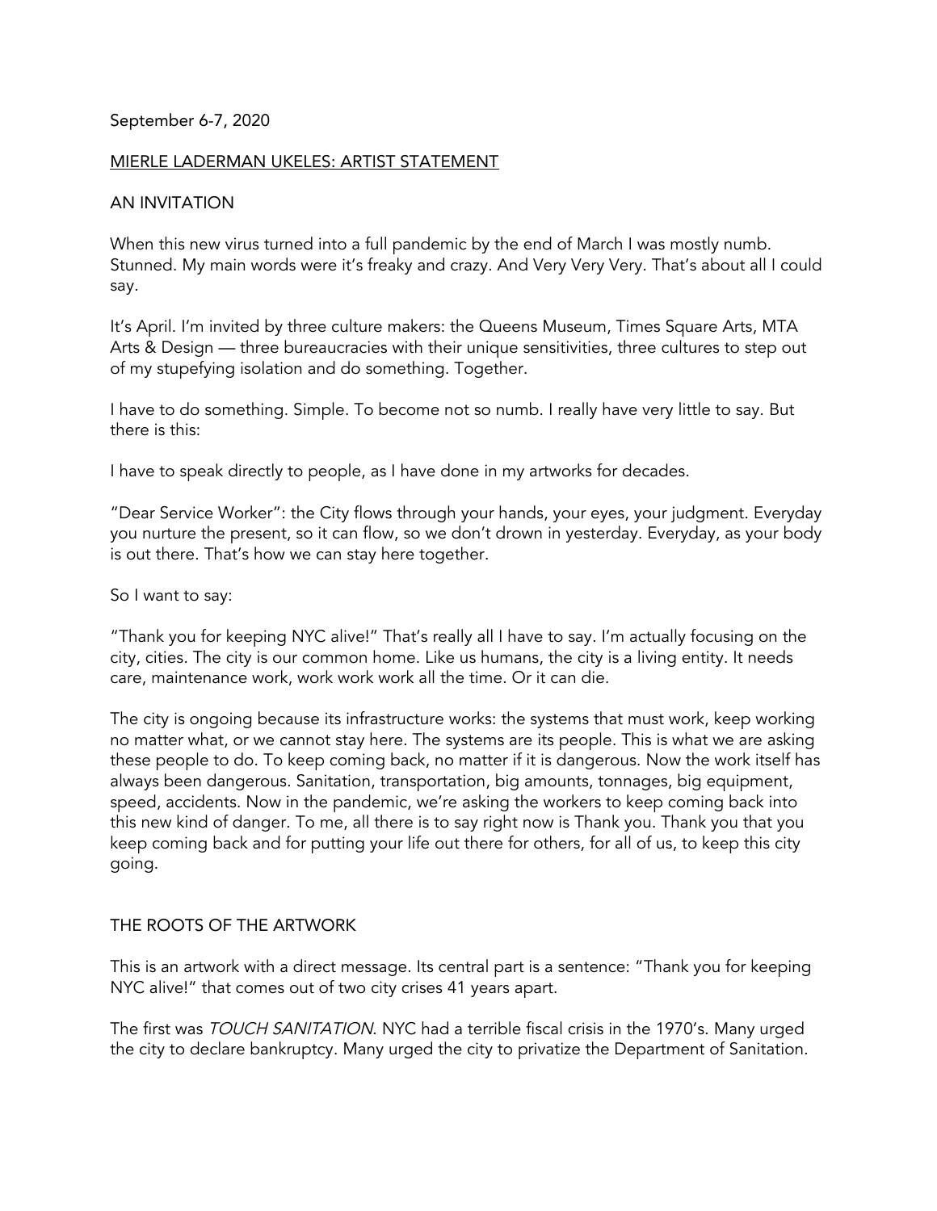September 6-7, 2020

MIERLE LADERMAN UKELES: ARTIST STATEMENT

## AN INVITATION

When this new virus turned into a full pandemic by the end of March I was mostly numb. Stunned. My main words were it's freaky and crazy. And Very Very Very. That's about all I could say.

It's April. I'm invited by three culture makers: the Queens Museum, Times Square Arts, MTA Arts & Design — three bureaucracies with their unique sensitivities, three cultures to step out of my stupefying isolation and do something. Together.

I have to do something. Simple. To become not so numb. I really have very little to say. But there is this:

I have to speak directly to people, as I have done in my artworks for decades.

"Dear Service Worker": the City flows through your hands, your eyes, your judgment. Everyday you nurture the present, so it can flow, so we don't drown in yesterday. Everyday, as your body is out there. That's how we can stay here together.

So I want to say:

"Thank you for keeping NYC alive!" That's really all I have to say. I'm actually focusing on the city, cities. The city is our common home. Like us humans, the city is a living entity. It needs care, maintenance work, work work work all the time. Or it can die.

The city is ongoing because its infrastructure works: the systems that must work, keep working no matter what, or we cannot stay here. The systems are its people. This is what we are asking these people to do. To keep coming back, no matter if it is dangerous. Now the work itself has always been dangerous. Sanitation, transportation, big amounts, tonnages, big equipment, speed, accidents. Now in the pandemic, we're asking the workers to keep coming back into this new kind of danger. To me, all there is to say right now is Thank you. Thank you that you keep coming back and for putting your life out there for others, for all of us, to keep this city going.

## THE ROOTS OF THE ARTWORK

This is an artwork with a direct message. Its central part is a sentence: "Thank you for keeping NYC alive!" that comes out of two city crises 41 years apart.

The first was *TOUCH SANITATION*. NYC had a terrible fiscal crisis in the 1970's. Many urged the city to declare bankruptcy. Many urged the city to privatize the Department of Sanitation.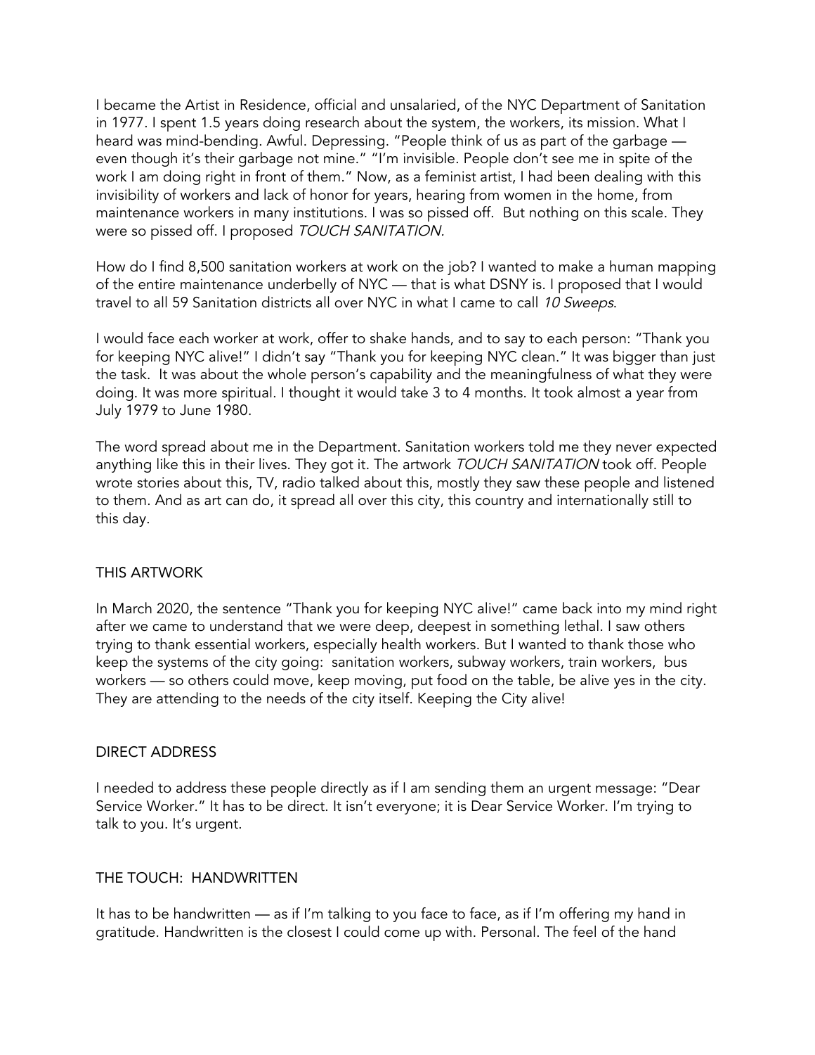I became the Artist in Residence, official and unsalaried, of the NYC Department of Sanitation in 1977. I spent 1.5 years doing research about the system, the workers, its mission. What I heard was mind-bending. Awful. Depressing. "People think of us as part of the garbage — even though it's their garbage not mine." "I'm invisible. People don't see me in spite of the work I am doing right in front of them." Now, as a feminist artist, I had been dealing with this invisibility of workers and lack of honor for years, hearing from women in the home, from maintenance workers in many institutions. I was so pissed off. But nothing on this scale. They were so pissed off. I proposed *TOUCH SANITATION.*

How do I find 8,500 sanitation workers at work on the job? I wanted to make a human mapping of the entire maintenance underbelly of NYC — that is what DSNY is. I proposed that I would travel to all 59 Sanitation districts all over NYC in what I came to call *10 Sweeps*.

I would face each worker at work, offer to shake hands, and to say to each person: "Thank you for keeping NYC alive!" I didn't say "Thank you for keeping NYC clean." It was bigger than just the task. It was about the whole person's capability and the meaningfulness of what they were doing. It was more spiritual. I thought it would take 3 to 4 months. It took almost a year from July 1979 to June 1980.

The word spread about me in the Department. Sanitation workers told me they never expected anything like this in their lives. They got it. The artwork *TOUCH SANITATION* took off. People wrote stories about this, TV, radio talked about this, mostly they saw these people and listened to them. And as art can do, it spread all over this city, this country and internationally still to this day.

## THIS ARTWORK

In March 2020, the sentence "Thank you for keeping NYC alive!" came back into my mind right after we came to understand that we were deep, deepest in something lethal. I saw others trying to thank essential workers, especially health workers. But I wanted to thank those who keep the systems of the city going: sanitation workers, subway workers, train workers, bus workers — so others could move, keep moving, put food on the table, be alive yes in the city. They are attending to the needs of the city itself. Keeping the City alive!

## DIRECT ADDRESS

I needed to address these people directly as if I am sending them an urgent message: "Dear Service Worker." It has to be direct. It isn't everyone; it is Dear Service Worker. I'm trying to talk to you. It's urgent.

## THE TOUCH: HANDWRITTEN

It has to be handwritten — as if I'm talking to you face to face, as if I'm offering my hand in gratitude. Handwritten is the closest I could come up with. Personal. The feel of the hand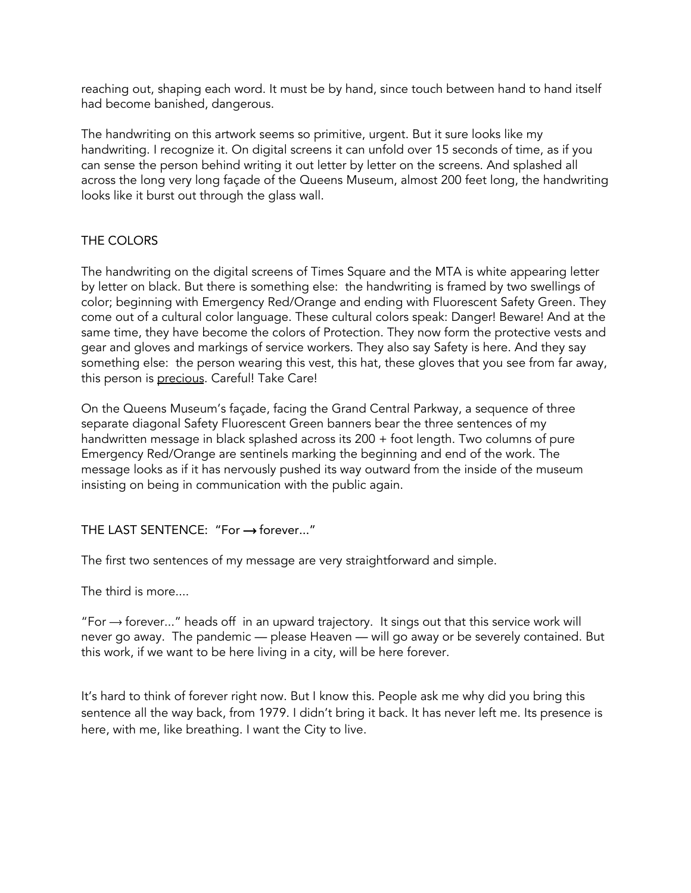reaching out, shaping each word. It must be by hand, since touch between hand to hand itself had become banished, dangerous.

The handwriting on this artwork seems so primitive, urgent. But it sure looks like my handwriting. I recognize it. On digital screens it can unfold over 15 seconds of time, as if you can sense the person behind writing it out letter by letter on the screens. And splashed all across the long very long façade of the Queens Museum, almost 200 feet long, the handwriting looks like it burst out through the glass wall.

## THE COLORS

The handwriting on the digital screens of Times Square and the MTA is white appearing letter by letter on black. But there is something else: the handwriting is framed by two swellings of color; beginning with Emergency Red/Orange and ending with Fluorescent Safety Green. They come out of a cultural color language. These cultural colors speak: Danger! Beware! And at the same time, they have become the colors of Protection. They now form the protective vests and gear and gloves and markings of service workers. They also say Safety is here. And they say something else: the person wearing this vest, this hat, these gloves that you see from far away, this person is <u>precious</u>. Careful! Take Care!

On the Queens Museum's façade, facing the Grand Central Parkway, a sequence of three separate diagonal Safety Fluorescent Green banners bear the three sentences of my handwritten message in black splashed across its 200 + foot length. Two columns of pure Emergency Red/Orange are sentinels marking the beginning and end of the work. The message looks as if it has nervously pushed its way outward from the inside of the museum insisting on being in communication with the public again.

## THE LAST SENTENCE: "For ⟶ forever..."

The first two sentences of my message are very straightforward and simple.

The third is more....

"For ⟶ forever..." heads off in an upward trajectory. It sings out that this service work will never go away. The pandemic — please Heaven — will go away or be severely contained. But this work, if we want to be here living in a city, will be here forever.

It's hard to think of forever right now. But I know this. People ask me why did you bring this sentence all the way back, from 1979. I didn't bring it back. It has never left me. Its presence is here, with me, like breathing. I want the City to live.